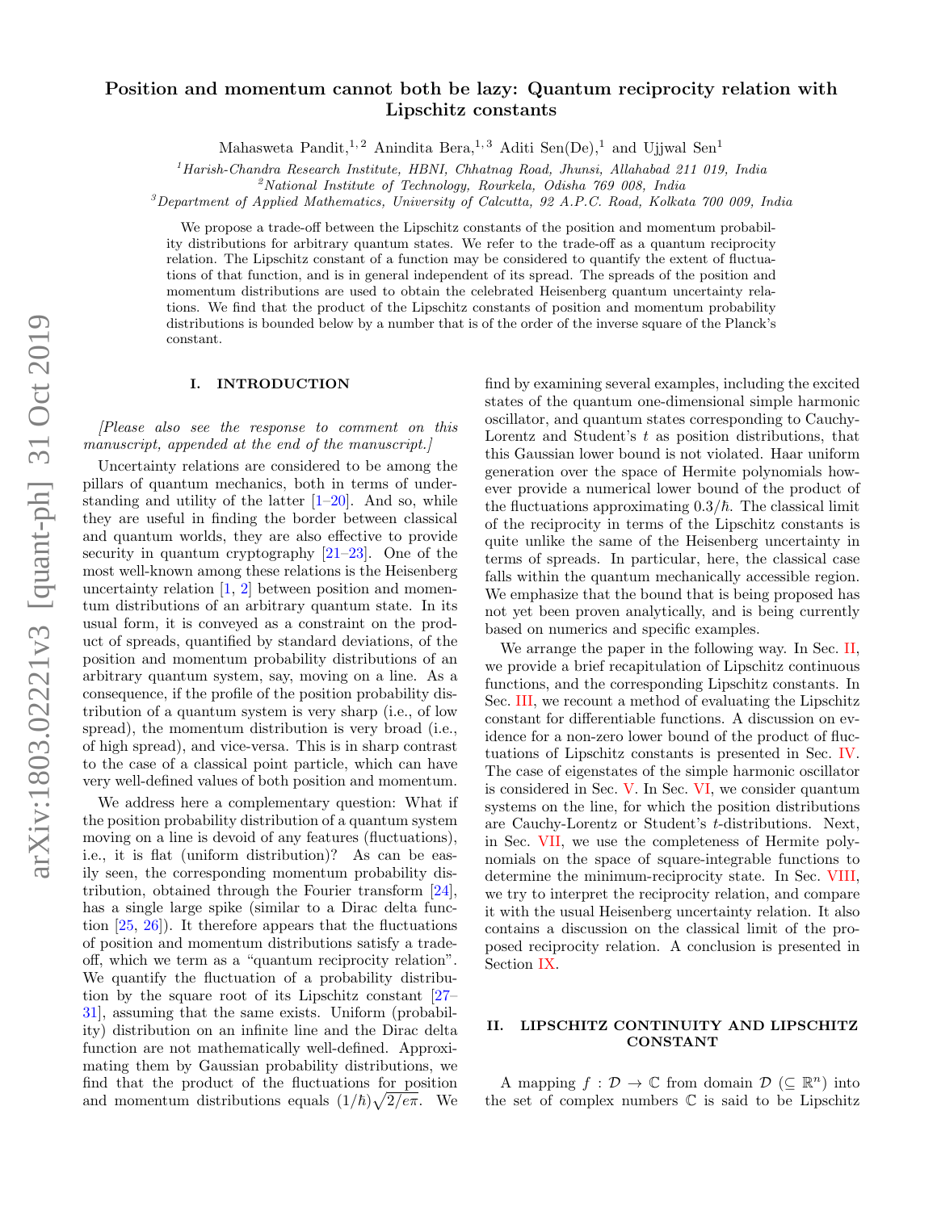# Position and momentum cannot both be lazy: Quantum reciprocity relation with Lipschitz constants

Mahasweta Pandit,[1,2] Anindita Bera,[1,3] Aditi Sen(De),[1] and Ujjwal Sen[1]

[1]*Harish-Chandra Research Institute, HBNI, Chhatnag Road, Jhunsi, Allahabad 211 019, India*
[2]*National Institute of Technology, Rourkela, Odisha 769 008, India*
[3]*Department of Applied Mathematics, University of Calcutta, 92 A.P.C. Road, Kolkata 700 009, India*

We propose a trade-off between the Lipschitz constants of the position and momentum probability distributions for arbitrary quantum states. We refer to the trade-off as a quantum reciprocity relation. The Lipschitz constant of a function may be considered to quantify the extent of fluctuations of that function, and is in general independent of its spread. The spreads of the position and momentum distributions are used to obtain the celebrated Heisenberg quantum uncertainty relations. We find that the product of the Lipschitz constants of position and momentum probability distributions is bounded below by a number that is of the order of the inverse square of the Planck's constant.

## I. INTRODUCTION

*[Please also see the response to comment on this manuscript, appended at the end of the manuscript.]*

Uncertainty relations are considered to be among the pillars of quantum mechanics, both in terms of understanding and utility of the latter [1–20]. And so, while they are useful in finding the border between classical and quantum worlds, they are also effective to provide security in quantum cryptography [21–23]. One of the most well-known among these relations is the Heisenberg uncertainty relation [1, 2] between position and momentum distributions of an arbitrary quantum state. In its usual form, it is conveyed as a constraint on the product of spreads, quantified by standard deviations, of the position and momentum probability distributions of an arbitrary quantum system, say, moving on a line. As a consequence, if the profile of the position probability distribution of a quantum system is very sharp (i.e., of low spread), the momentum distribution is very broad (i.e., of high spread), and vice-versa. This is in sharp contrast to the case of a classical point particle, which can have very well-defined values of both position and momentum.

We address here a complementary question: What if the position probability distribution of a quantum system moving on a line is devoid of any features (fluctuations), i.e., it is flat (uniform distribution)? As can be easily seen, the corresponding momentum probability distribution, obtained through the Fourier transform [24], has a single large spike (similar to a Dirac delta function [25, 26]). It therefore appears that the fluctuations of position and momentum distributions satisfy a trade-off, which we term as a "quantum reciprocity relation". We quantify the fluctuation of a probability distribution by the square root of its Lipschitz constant [27–31], assuming that the same exists. Uniform (probability) distribution on an infinite line and the Dirac delta function are not mathematically well-defined. Approximating them by Gaussian probability distributions, we find that the product of the fluctuations for position and momentum distributions equals $(1/\hbar)\sqrt{2/e\pi}$. We find by examining several examples, including the excited states of the quantum one-dimensional simple harmonic oscillator, and quantum states corresponding to Cauchy-Lorentz and Student's $t$ as position distributions, that this Gaussian lower bound is not violated. Haar uniform generation over the space of Hermite polynomials however provide a numerical lower bound of the product of the fluctuations approximating $0.3/\hbar$. The classical limit of the reciprocity in terms of the Lipschitz constants is quite unlike the same of the Heisenberg uncertainty in terms of spreads. In particular, here, the classical case falls within the quantum mechanically accessible region. We emphasize that the bound that is being proposed has not yet been proven analytically, and is being currently based on numerics and specific examples.

We arrange the paper in the following way. In Sec. II, we provide a brief recapitulation of Lipschitz continuous functions, and the corresponding Lipschitz constants. In Sec. III, we recount a method of evaluating the Lipschitz constant for differentiable functions. A discussion on evidence for a non-zero lower bound of the product of fluctuations of Lipschitz constants is presented in Sec. IV. The case of eigenstates of the simple harmonic oscillator is considered in Sec. V. In Sec. VI, we consider quantum systems on the line, for which the position distributions are Cauchy-Lorentz or Student's $t$-distributions. Next, in Sec. VII, we use the completeness of Hermite polynomials on the space of square-integrable functions to determine the minimum-reciprocity state. In Sec. VIII, we try to interpret the reciprocity relation, and compare it with the usual Heisenberg uncertainty relation. It also contains a discussion on the classical limit of the proposed reciprocity relation. A conclusion is presented in Section IX.

## II. LIPSCHITZ CONTINUITY AND LIPSCHITZ CONSTANT

A mapping $f : \mathcal{D} \to \mathbb{C}$ from domain $\mathcal{D}$ ($\subseteq \mathbb{R}^n$) into the set of complex numbers $\mathbb{C}$ is said to be Lipschitz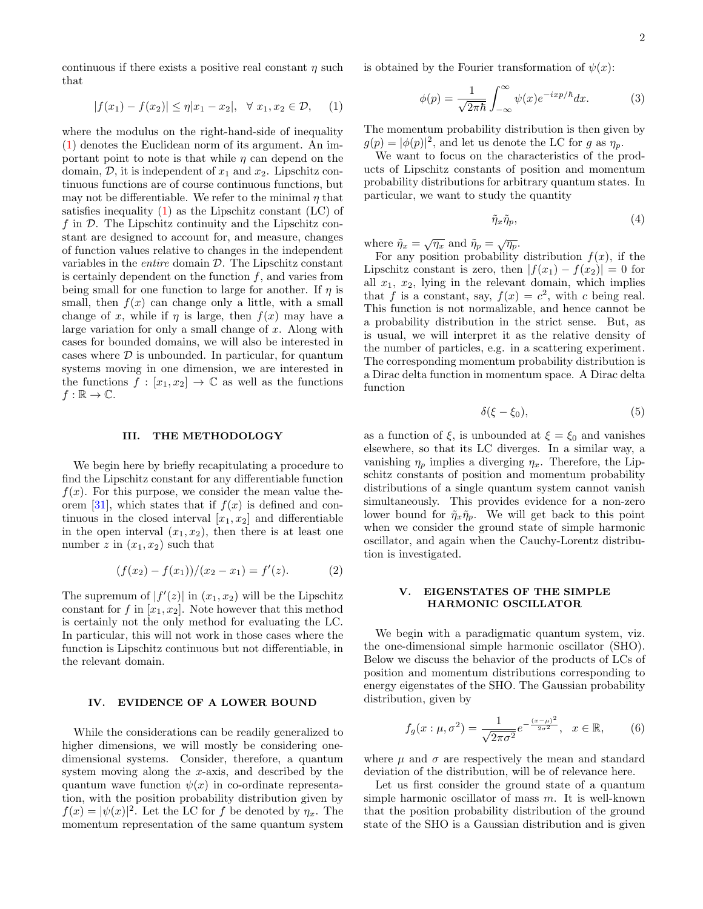continuous if there exists a positive real constant $\eta$ such that

$$|f(x_1) - f(x_2)| \leq \eta |x_1 - x_2|, \quad \forall \; x_1, x_2 \in \mathcal{D}, \qquad (1)$$

where the modulus on the right-hand-side of inequality (1) denotes the Euclidean norm of its argument. An important point to note is that while $\eta$ can depend on the domain, $\mathcal{D}$, it is independent of $x_1$ and $x_2$. Lipschitz continuous functions are of course continuous functions, but may not be differentiable. We refer to the minimal $\eta$ that satisfies inequality (1) as the Lipschitz constant (LC) of $f$ in $\mathcal{D}$. The Lipschitz continuity and the Lipschitz constant are designed to account for, and measure, changes of function values relative to changes in the independent variables in the *entire* domain $\mathcal{D}$. The Lipschitz constant is certainly dependent on the function $f$, and varies from being small for one function to large for another. If $\eta$ is small, then $f(x)$ can change only a little, with a small change of $x$, while if $\eta$ is large, then $f(x)$ may have a large variation for only a small change of $x$. Along with cases for bounded domains, we will also be interested in cases where $\mathcal{D}$ is unbounded. In particular, for quantum systems moving in one dimension, we are interested in the functions $f : [x_1, x_2] \to \mathbb{C}$ as well as the functions $f : \mathbb{R} \to \mathbb{C}$.

## III. THE METHODOLOGY

We begin here by briefly recapitulating a procedure to find the Lipschitz constant for any differentiable function $f(x)$. For this purpose, we consider the mean value theorem [31], which states that if $f(x)$ is defined and continuous in the closed interval $[x_1, x_2]$ and differentiable in the open interval $(x_1, x_2)$, then there is at least one number $z$ in $(x_1, x_2)$ such that

$$(f(x_2) - f(x_1))/(x_2 - x_1) = f'(z). \qquad (2)$$

The supremum of $|f'(z)|$ in $(x_1, x_2)$ will be the Lipschitz constant for $f$ in $[x_1, x_2]$. Note however that this method is certainly not the only method for evaluating the LC. In particular, this will not work in those cases where the function is Lipschitz continuous but not differentiable, in the relevant domain.

## IV. EVIDENCE OF A LOWER BOUND

While the considerations can be readily generalized to higher dimensions, we will mostly be considering one-dimensional systems. Consider, therefore, a quantum system moving along the $x$-axis, and described by the quantum wave function $\psi(x)$ in co-ordinate representation, with the position probability distribution given by $f(x) = |\psi(x)|^2$. Let the LC for $f$ be denoted by $\eta_x$. The momentum representation of the same quantum system is obtained by the Fourier transformation of $\psi(x)$:

$$\phi(p) = \frac{1}{\sqrt{2\pi\hbar}} \int_{-\infty}^{\infty} \psi(x) e^{-ixp/\hbar} dx. \qquad (3)$$

The momentum probability distribution is then given by $g(p) = |\phi(p)|^2$, and let us denote the LC for $g$ as $\eta_p$.

We want to focus on the characteristics of the products of Lipschitz constants of position and momentum probability distributions for arbitrary quantum states. In particular, we want to study the quantity

$$\tilde{\eta}_x \tilde{\eta}_p, \qquad (4)$$

where $\tilde{\eta}_x = \sqrt{\eta_x}$ and $\tilde{\eta}_p = \sqrt{\eta_p}$.

For any position probability distribution $f(x)$, if the Lipschitz constant is zero, then $|f(x_1) - f(x_2)| = 0$ for all $x_1$, $x_2$, lying in the relevant domain, which implies that $f$ is a constant, say, $f(x) = c^2$, with $c$ being real. This function is not normalizable, and hence cannot be a probability distribution in the strict sense. But, as is usual, we will interpret it as the relative density of the number of particles, e.g. in a scattering experiment. The corresponding momentum probability distribution is a Dirac delta function in momentum space. A Dirac delta function

$$\delta(\xi - \xi_0), \qquad (5)$$

as a function of $\xi$, is unbounded at $\xi = \xi_0$ and vanishes elsewhere, so that its LC diverges. In a similar way, a vanishing $\eta_p$ implies a diverging $\eta_x$. Therefore, the Lipschitz constants of position and momentum probability distributions of a single quantum system cannot vanish simultaneously. This provides evidence for a non-zero lower bound for $\tilde{\eta}_x \tilde{\eta}_p$. We will get back to this point when we consider the ground state of simple harmonic oscillator, and again when the Cauchy-Lorentz distribution is investigated.

## V. EIGENSTATES OF THE SIMPLE HARMONIC OSCILLATOR

We begin with a paradigmatic quantum system, viz. the one-dimensional simple harmonic oscillator (SHO). Below we discuss the behavior of the products of LCs of position and momentum distributions corresponding to energy eigenstates of the SHO. The Gaussian probability distribution, given by

$$f_g(x : \mu, \sigma^2) = \frac{1}{\sqrt{2\pi\sigma^2}} e^{-\frac{(x-\mu)^2}{2\sigma^2}}, \quad x \in \mathbb{R}, \qquad (6)$$

where $\mu$ and $\sigma$ are respectively the mean and standard deviation of the distribution, will be of relevance here.

Let us first consider the ground state of a quantum simple harmonic oscillator of mass $m$. It is well-known that the position probability distribution of the ground state of the SHO is a Gaussian distribution and is given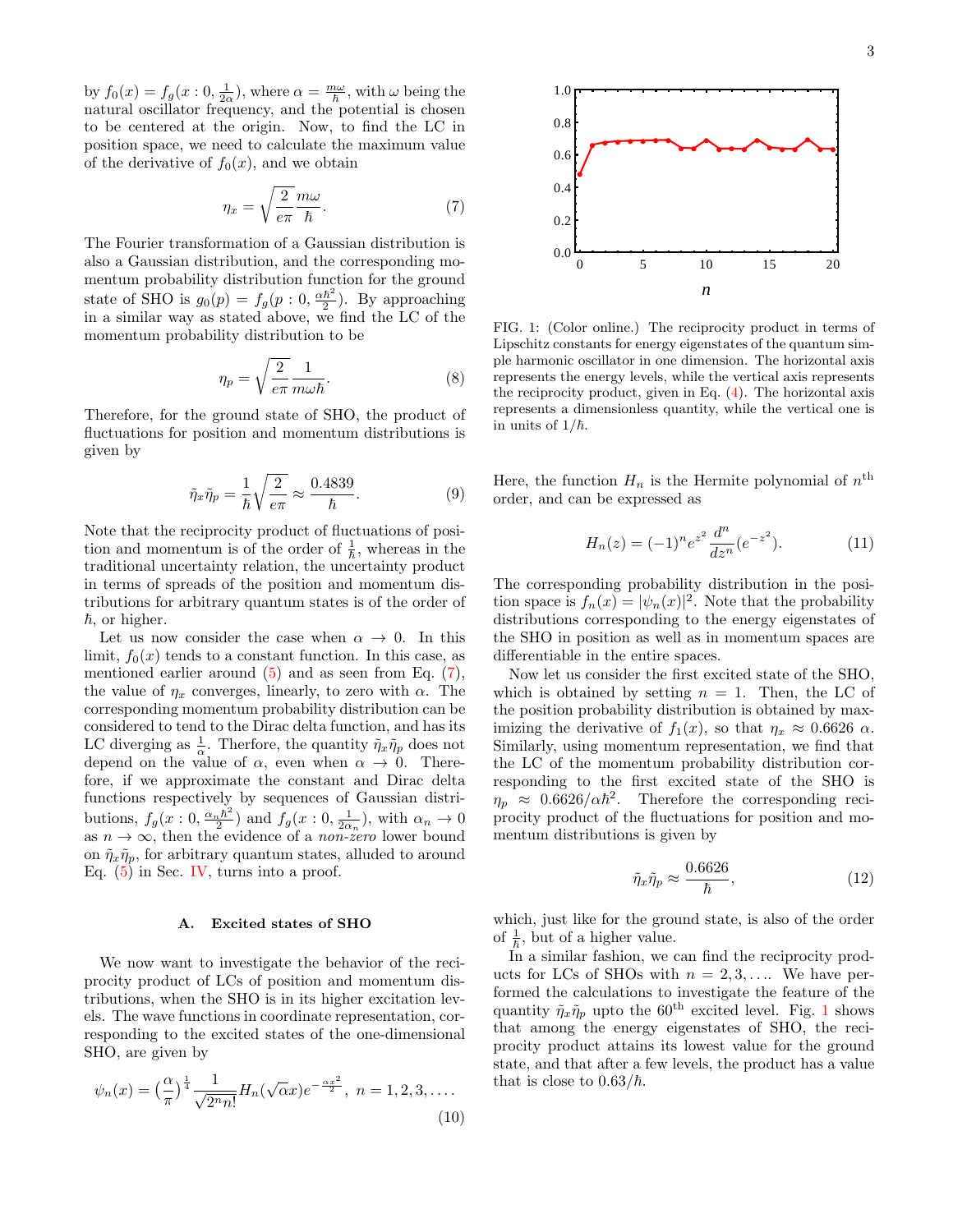by $f_0(x) = f_g(x:0, \frac{1}{2\alpha})$, where $\alpha = \frac{m\omega}{\hbar}$, with $\omega$ being the natural oscillator frequency, and the potential is chosen to be centered at the origin. Now, to find the LC in position space, we need to calculate the maximum value of the derivative of $f_0(x)$, and we obtain

$$\eta_x = \sqrt{\frac{2}{e\pi}} \frac{m\omega}{\hbar}. \tag{7}$$

The Fourier transformation of a Gaussian distribution is also a Gaussian distribution, and the corresponding momentum probability distribution function for the ground state of SHO is $g_0(p) = f_g(p:0, \frac{\alpha\hbar^2}{2})$. By approaching in a similar way as stated above, we find the LC of the momentum probability distribution to be

$$\eta_p = \sqrt{\frac{2}{e\pi}} \frac{1}{m\omega\hbar}. \tag{8}$$

Therefore, for the ground state of SHO, the product of fluctuations for position and momentum distributions is given by

$$\tilde{\eta}_x \tilde{\eta}_p = \frac{1}{\hbar}\sqrt{\frac{2}{e\pi}} \approx \frac{0.4839}{\hbar}. \tag{9}$$

Note that the reciprocity product of fluctuations of position and momentum is of the order of $\frac{1}{\hbar}$, whereas in the traditional uncertainty relation, the uncertainty product in terms of spreads of the position and momentum distributions for arbitrary quantum states is of the order of $\hbar$, or higher.

Let us now consider the case when $\alpha \to 0$. In this limit, $f_0(x)$ tends to a constant function. In this case, as mentioned earlier around (5) and as seen from Eq. (7), the value of $\eta_x$ converges, linearly, to zero with $\alpha$. The corresponding momentum probability distribution can be considered to tend to the Dirac delta function, and has its LC diverging as $\frac{1}{\alpha}$. Therfore, the quantity $\tilde{\eta}_x\tilde{\eta}_p$ does not depend on the value of $\alpha$, even when $\alpha \to 0$. Therefore, if we approximate the constant and Dirac delta functions respectively by sequences of Gaussian distributions, $f_g(x:0, \frac{\alpha_n\hbar^2}{2})$ and $f_g(x:0, \frac{1}{2\alpha_n})$, with $\alpha_n \to 0$ as $n \to \infty$, then the evidence of a *non-zero* lower bound on $\tilde{\eta}_x\tilde{\eta}_p$, for arbitrary quantum states, alluded to around Eq. (5) in Sec. IV, turns into a proof.

### A. Excited states of SHO

We now want to investigate the behavior of the reciprocity product of LCs of position and momentum distributions, when the SHO is in its higher excitation levels. The wave functions in coordinate representation, corresponding to the excited states of the one-dimensional SHO, are given by

$$\psi_n(x) = \left(\frac{\alpha}{\pi}\right)^{\frac{1}{4}} \frac{1}{\sqrt{2^n n!}} H_n(\sqrt{\alpha}x) e^{-\frac{\alpha x^2}{2}},\ n = 1, 2, 3, \ldots. \tag{10}$$

FIG. 1: (Color online.) The reciprocity product in terms of Lipschitz constants for energy eigenstates of the quantum simple harmonic oscillator in one dimension. The horizontal axis represents the energy levels, while the vertical axis represents the reciprocity product, given in Eq. (4). The horizontal axis represents a dimensionless quantity, while the vertical one is in units of $1/\hbar$.

Here, the function $H_n$ is the Hermite polynomial of $n^{\text{th}}$ order, and can be expressed as

$$H_n(z) = (-1)^n e^{z^2} \frac{d^n}{dz^n}(e^{-z^2}). \tag{11}$$

The corresponding probability distribution in the position space is $f_n(x) = |\psi_n(x)|^2$. Note that the probability distributions corresponding to the energy eigenstates of the SHO in position as well as in momentum spaces are differentiable in the entire spaces.

Now let us consider the first excited state of the SHO, which is obtained by setting $n = 1$. Then, the LC of the position probability distribution is obtained by maximizing the derivative of $f_1(x)$, so that $\eta_x \approx 0.6626\ \alpha$. Similarly, using momentum representation, we find that the LC of the momentum probability distribution corresponding to the first excited state of the SHO is $\eta_p \approx 0.6626/\alpha\hbar^2$. Therefore the corresponding reciprocity product of the fluctuations for position and momentum distributions is given by

$$\tilde{\eta}_x \tilde{\eta}_p \approx \frac{0.6626}{\hbar}, \tag{12}$$

which, just like for the ground state, is also of the order of $\frac{1}{\hbar}$, but of a higher value.

In a similar fashion, we can find the reciprocity products for LCs of SHOs with $n = 2, 3, \ldots$. We have performed the calculations to investigate the feature of the quantity $\tilde{\eta}_x\tilde{\eta}_p$ upto the $60^{\text{th}}$ excited level. Fig. 1 shows that among the energy eigenstates of SHO, the reciprocity product attains its lowest value for the ground state, and that after a few levels, the product has a value that is close to $0.63/\hbar$.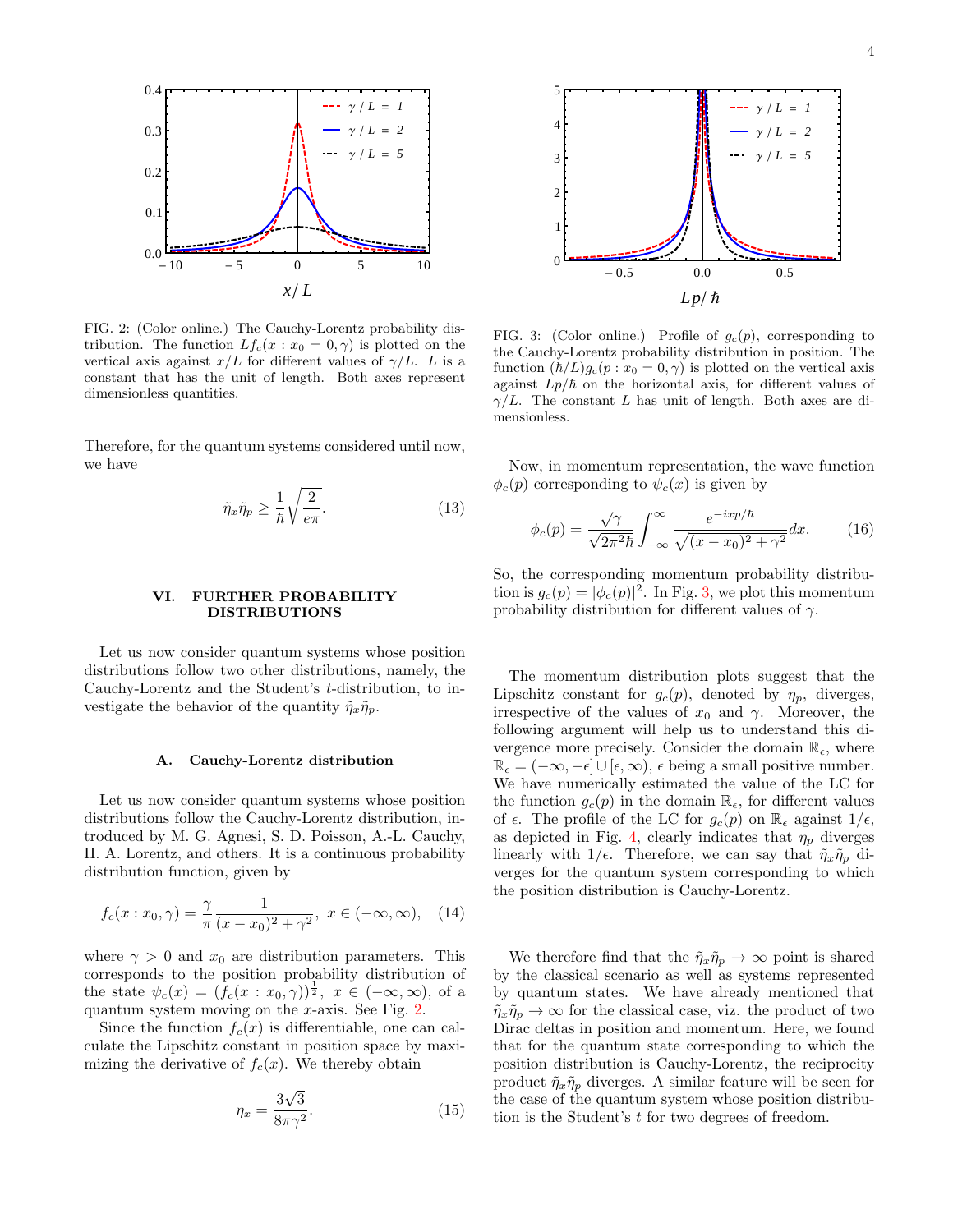FIG. 2: (Color online.) The Cauchy-Lorentz probability distribution. The function $Lf_c(x : x_0 = 0, \gamma)$ is plotted on the vertical axis against $x/L$ for different values of $\gamma/L$. $L$ is a constant that has the unit of length. Both axes represent dimensionless quantities.

FIG. 3: (Color online.) Profile of $g_c(p)$, corresponding to the Cauchy-Lorentz probability distribution in position. The function $(\hbar/L)g_c(p : x_0 = 0, \gamma)$ is plotted on the vertical axis against $Lp/\hbar$ on the horizontal axis, for different values of $\gamma/L$. The constant $L$ has unit of length. Both axes are dimensionless.

Therefore, for the quantum systems considered until now, we have

$$\tilde{\eta}_x \tilde{\eta}_p \geq \frac{1}{\hbar}\sqrt{\frac{2}{e\pi}}. \tag{13}$$

## VI. FURTHER PROBABILITY DISTRIBUTIONS

Let us now consider quantum systems whose position distributions follow two other distributions, namely, the Cauchy-Lorentz and the Student's $t$-distribution, to investigate the behavior of the quantity $\tilde{\eta}_x \tilde{\eta}_p$.

### A. Cauchy-Lorentz distribution

Let us now consider quantum systems whose position distributions follow the Cauchy-Lorentz distribution, introduced by M. G. Agnesi, S. D. Poisson, A.-L. Cauchy, H. A. Lorentz, and others. It is a continuous probability distribution function, given by

$$f_c(x : x_0, \gamma) = \frac{\gamma}{\pi} \frac{1}{(x - x_0)^2 + \gamma^2}, \; x \in (-\infty, \infty), \tag{14}$$

where $\gamma > 0$ and $x_0$ are distribution parameters. This corresponds to the position probability distribution of the state $\psi_c(x) = (f_c(x : x_0, \gamma))^{\frac{1}{2}}, \; x \in (-\infty, \infty)$, of a quantum system moving on the $x$-axis. See Fig. 2.

Since the function $f_c(x)$ is differentiable, one can calculate the Lipschitz constant in position space by maximizing the derivative of $f_c(x)$. We thereby obtain

$$\eta_x = \frac{3\sqrt{3}}{8\pi\gamma^2}. \tag{15}$$

Now, in momentum representation, the wave function $\phi_c(p)$ corresponding to $\psi_c(x)$ is given by

$$\phi_c(p) = \frac{\sqrt{\gamma}}{\sqrt{2\pi^2\hbar}} \int_{-\infty}^{\infty} \frac{e^{-ixp/\hbar}}{\sqrt{(x - x_0)^2 + \gamma^2}} dx. \tag{16}$$

So, the corresponding momentum probability distribution is $g_c(p) = |\phi_c(p)|^2$. In Fig. 3, we plot this momentum probability distribution for different values of $\gamma$.

The momentum distribution plots suggest that the Lipschitz constant for $g_c(p)$, denoted by $\eta_p$, diverges, irrespective of the values of $x_0$ and $\gamma$. Moreover, the following argument will help us to understand this divergence more precisely. Consider the domain $\mathbb{R}_\epsilon$, where $\mathbb{R}_\epsilon = (-\infty, -\epsilon] \cup [\epsilon, \infty)$, $\epsilon$ being a small positive number. We have numerically estimated the value of the LC for the function $g_c(p)$ in the domain $\mathbb{R}_\epsilon$, for different values of $\epsilon$. The profile of the LC for $g_c(p)$ on $\mathbb{R}_\epsilon$ against $1/\epsilon$, as depicted in Fig. 4, clearly indicates that $\eta_p$ diverges linearly with $1/\epsilon$. Therefore, we can say that $\tilde{\eta}_x \tilde{\eta}_p$ diverges for the quantum system corresponding to which the position distribution is Cauchy-Lorentz.

We therefore find that the $\tilde{\eta}_x \tilde{\eta}_p \to \infty$ point is shared by the classical scenario as well as systems represented by quantum states. We have already mentioned that $\tilde{\eta}_x \tilde{\eta}_p \to \infty$ for the classical case, viz. the product of two Dirac deltas in position and momentum. Here, we found that for the quantum state corresponding to which the position distribution is Cauchy-Lorentz, the reciprocity product $\tilde{\eta}_x \tilde{\eta}_p$ diverges. A similar feature will be seen for the case of the quantum system whose position distribution is the Student's $t$ for two degrees of freedom.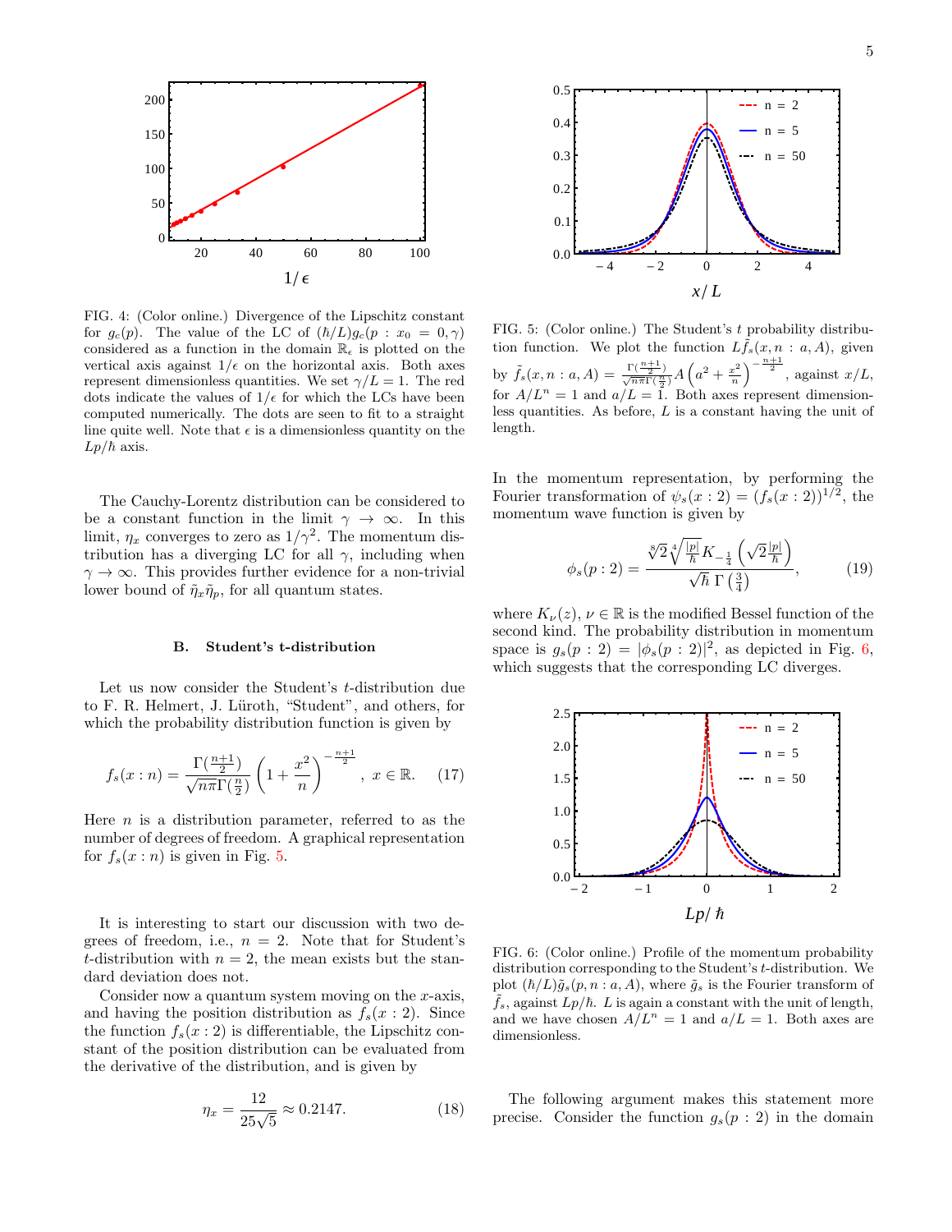FIG. 4: (Color online.) Divergence of the Lipschitz constant for $g_c(p)$. The value of the LC of $(\hbar/L)g_c(p : x_0 = 0, \gamma)$ considered as a function in the domain $\mathbb{R}_\epsilon$ is plotted on the vertical axis against $1/\epsilon$ on the horizontal axis. Both axes represent dimensionless quantities. We set $\gamma/L = 1$. The red dots indicate the values of $1/\epsilon$ for which the LCs have been computed numerically. The dots are seen to fit to a straight line quite well. Note that $\epsilon$ is a dimensionless quantity on the $Lp/\hbar$ axis.

The Cauchy-Lorentz distribution can be considered to be a constant function in the limit $\gamma \to \infty$. In this limit, $\eta_x$ converges to zero as $1/\gamma^2$. The momentum distribution has a diverging LC for all $\gamma$, including when $\gamma \to \infty$. This provides further evidence for a non-trivial lower bound of $\tilde{\eta}_x \tilde{\eta}_p$, for all quantum states.

### B. Student's t-distribution

Let us now consider the Student's $t$-distribution due to F. R. Helmert, J. Lüroth, "Student", and others, for which the probability distribution function is given by

$$f_s(x : n) = \frac{\Gamma(\frac{n+1}{2})}{\sqrt{n\pi}\,\Gamma(\frac{n}{2})} \left(1 + \frac{x^2}{n}\right)^{-\frac{n+1}{2}}, \; x \in \mathbb{R}. \tag{17}$$

Here $n$ is a distribution parameter, referred to as the number of degrees of freedom. A graphical representation for $f_s(x : n)$ is given in Fig. 5.

It is interesting to start our discussion with two degrees of freedom, i.e., $n = 2$. Note that for Student's $t$-distribution with $n = 2$, the mean exists but the standard deviation does not.

Consider now a quantum system moving on the $x$-axis, and having the position distribution as $f_s(x : 2)$. Since the function $f_s(x : 2)$ is differentiable, the Lipschitz constant of the position distribution can be evaluated from the derivative of the distribution, and is given by

$$\eta_x = \frac{12}{25\sqrt{5}} \approx 0.2147. \tag{18}$$

FIG. 5: (Color online.) The Student's $t$ probability distribution function. We plot the function $L\tilde{f}_s(x, n : a, A)$, given by $\tilde{f}_s(x, n : a, A) = \frac{\Gamma(\frac{n+1}{2})}{\sqrt{n\pi}\Gamma(\frac{n}{2})} A \left(a^2 + \frac{x^2}{n}\right)^{-\frac{n+1}{2}}$, against $x/L$, for $A/L^n = 1$ and $a/L = 1$. Both axes represent dimensionless quantities. As before, $L$ is a constant having the unit of length.

In the momentum representation, by performing the Fourier transformation of $\psi_s(x : 2) = (f_s(x : 2))^{1/2}$, the momentum wave function is given by

$$\phi_s(p : 2) = \frac{\sqrt[8]{2}\sqrt[4]{\frac{|p|}{\hbar}} K_{-\frac{1}{4}}\left(\sqrt{2}\frac{|p|}{\hbar}\right)}{\sqrt{\hbar}\;\Gamma\left(\frac{3}{4}\right)}, \tag{19}$$

where $K_\nu(z)$, $\nu \in \mathbb{R}$ is the modified Bessel function of the second kind. The probability distribution in momentum space is $g_s(p : 2) = |\phi_s(p : 2)|^2$, as depicted in Fig. 6, which suggests that the corresponding LC diverges.

FIG. 6: (Color online.) Profile of the momentum probability distribution corresponding to the Student's $t$-distribution. We plot $(\hbar/L)\tilde{g}_s(p, n : a, A)$, where $\tilde{g}_s$ is the Fourier transform of $\tilde{f}_s$, against $Lp/\hbar$. $L$ is again a constant with the unit of length, and we have chosen $A/L^n = 1$ and $a/L = 1$. Both axes are dimensionless.

The following argument makes this statement more precise. Consider the function $g_s(p : 2)$ in the domain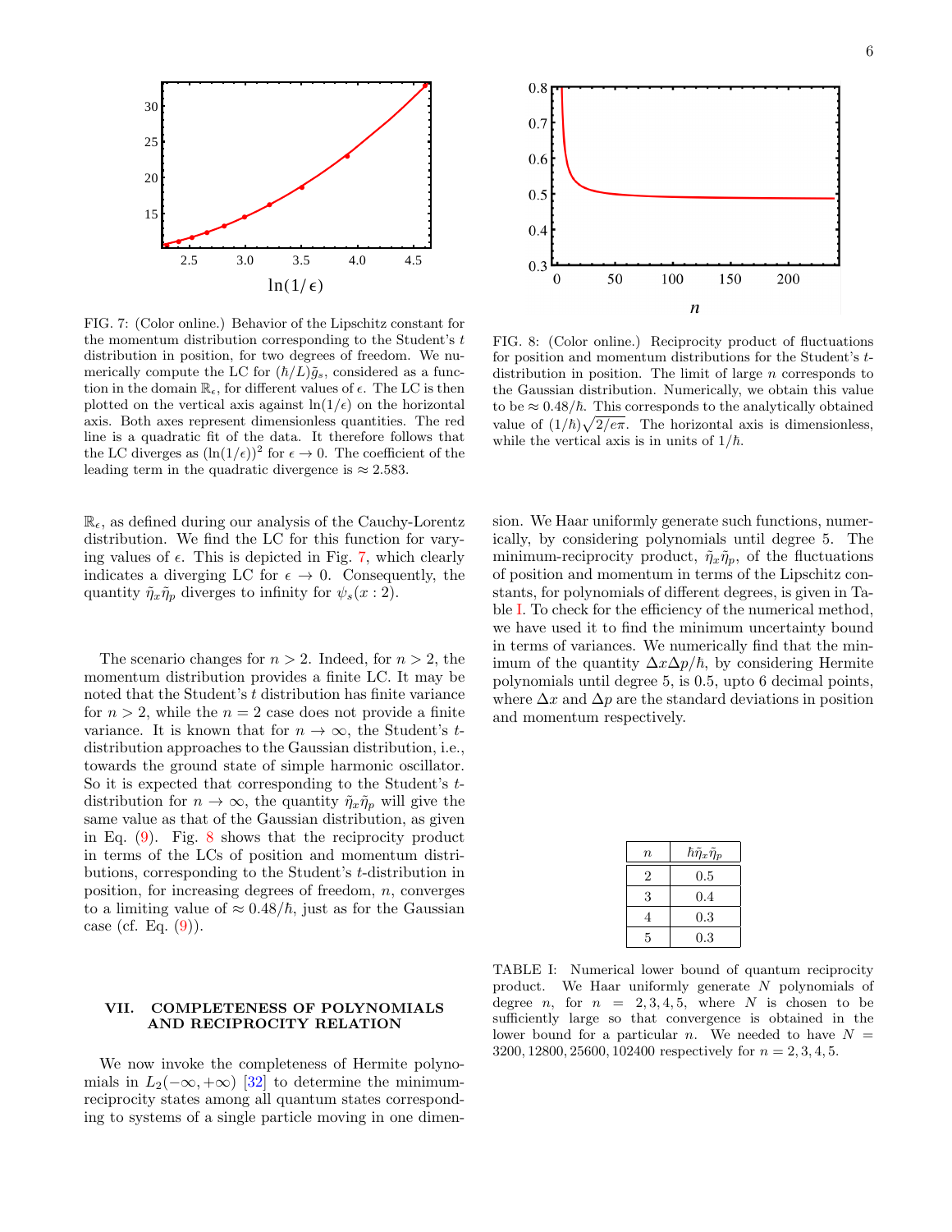FIG. 7: (Color online.) Behavior of the Lipschitz constant for the momentum distribution corresponding to the Student's $t$ distribution in position, for two degrees of freedom. We numerically compute the LC for $(\hbar/L)\tilde{g}_s$, considered as a function in the domain $\mathbb{R}_\epsilon$, for different values of $\epsilon$. The LC is then plotted on the vertical axis against $\ln(1/\epsilon)$ on the horizontal axis. Both axes represent dimensionless quantities. The red line is a quadratic fit of the data. It therefore follows that the LC diverges as $(\ln(1/\epsilon))^2$ for $\epsilon \to 0$. The coefficient of the leading term in the quadratic divergence is $\approx 2.583$.

FIG. 8: (Color online.) Reciprocity product of fluctuations for position and momentum distributions for the Student's $t$-distribution in position. The limit of large $n$ corresponds to the Gaussian distribution. Numerically, we obtain this value to be $\approx 0.48/\hbar$. This corresponds to the analytically obtained value of $(1/\hbar)\sqrt{2/e\pi}$. The horizontal axis is dimensionless, while the vertical axis is in units of $1/\hbar$.

$\mathbb{R}_\epsilon$, as defined during our analysis of the Cauchy-Lorentz distribution. We find the LC for this function for varying values of $\epsilon$. This is depicted in Fig. 7, which clearly indicates a diverging LC for $\epsilon \to 0$. Consequently, the quantity $\tilde{\eta}_x\tilde{\eta}_p$ diverges to infinity for $\psi_s(x:2)$.

The scenario changes for $n > 2$. Indeed, for $n > 2$, the momentum distribution provides a finite LC. It may be noted that the Student's $t$ distribution has finite variance for $n > 2$, while the $n = 2$ case does not provide a finite variance. It is known that for $n \to \infty$, the Student's $t$-distribution approaches to the Gaussian distribution, i.e., towards the ground state of simple harmonic oscillator. So it is expected that corresponding to the Student's $t$-distribution for $n \to \infty$, the quantity $\tilde{\eta}_x\tilde{\eta}_p$ will give the same value as that of the Gaussian distribution, as given in Eq. (9). Fig. 8 shows that the reciprocity product in terms of the LCs of position and momentum distributions, corresponding to the Student's $t$-distribution in position, for increasing degrees of freedom, $n$, converges to a limiting value of $\approx 0.48/\hbar$, just as for the Gaussian case (cf. Eq. (9)).

## VII. COMPLETENESS OF POLYNOMIALS AND RECIPROCITY RELATION

We now invoke the completeness of Hermite polynomials in $L_2(-\infty, +\infty)$ [32] to determine the minimum-reciprocity states among all quantum states corresponding to systems of a single particle moving in one dimension. We Haar uniformly generate such functions, numerically, by considering polynomials until degree 5. The minimum-reciprocity product, $\tilde{\eta}_x\tilde{\eta}_p$, of the fluctuations of position and momentum in terms of the Lipschitz constants, for polynomials of different degrees, is given in Table I. To check for the efficiency of the numerical method, we have used it to find the minimum uncertainty bound in terms of variances. We numerically find that the minimum of the quantity $\Delta x \Delta p/\hbar$, by considering Hermite polynomials until degree 5, is 0.5, upto 6 decimal points, where $\Delta x$ and $\Delta p$ are the standard deviations in position and momentum respectively.

| $n$ | $\hbar\tilde{\eta}_x\tilde{\eta}_p$ |
|---|---|
| 2 | 0.5 |
| 3 | 0.4 |
| 4 | 0.3 |
| 5 | 0.3 |

TABLE I: Numerical lower bound of quantum reciprocity product. We Haar uniformly generate $N$ polynomials of degree $n$, for $n = 2, 3, 4, 5$, where $N$ is chosen to be sufficiently large so that convergence is obtained in the lower bound for a particular $n$. We needed to have $N = 3200, 12800, 25600, 102400$ respectively for $n = 2, 3, 4, 5$.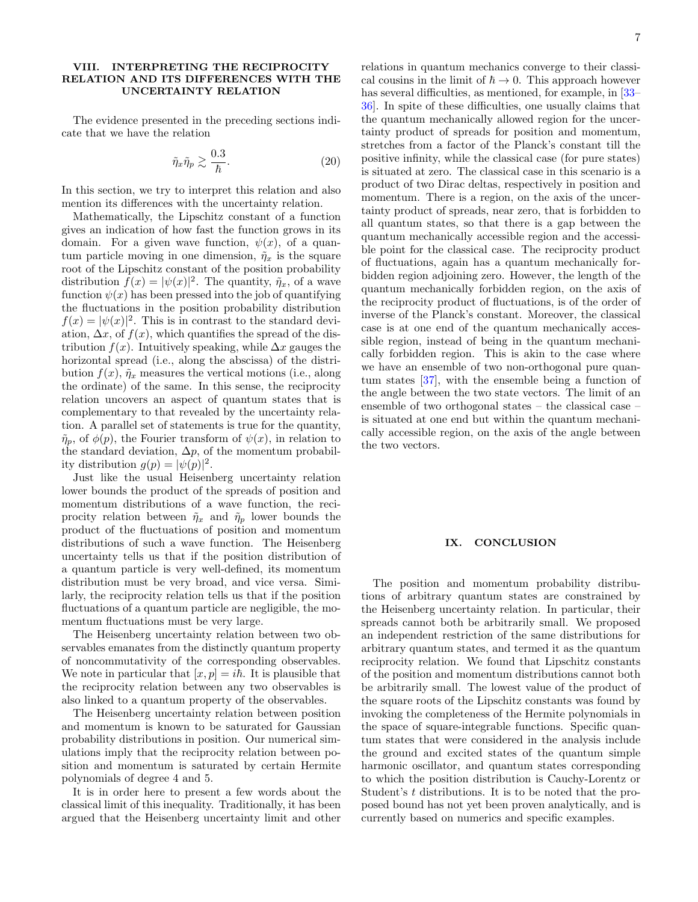## VIII. INTERPRETING THE RECIPROCITY RELATION AND ITS DIFFERENCES WITH THE UNCERTAINTY RELATION

The evidence presented in the preceding sections indicate that we have the relation

$$\tilde{\eta}_x \tilde{\eta}_p \gtrsim \frac{0.3}{\hbar}. \tag{20}$$

In this section, we try to interpret this relation and also mention its differences with the uncertainty relation.

Mathematically, the Lipschitz constant of a function gives an indication of how fast the function grows in its domain. For a given wave function, $\psi(x)$, of a quantum particle moving in one dimension, $\tilde{\eta}_x$ is the square root of the Lipschitz constant of the position probability distribution $f(x) = |\psi(x)|^2$. The quantity, $\tilde{\eta}_x$, of a wave function $\psi(x)$ has been pressed into the job of quantifying the fluctuations in the position probability distribution $f(x) = |\psi(x)|^2$. This is in contrast to the standard deviation, $\Delta x$, of $f(x)$, which quantifies the spread of the distribution $f(x)$. Intuitively speaking, while $\Delta x$ gauges the horizontal spread (i.e., along the abscissa) of the distribution $f(x)$, $\tilde{\eta}_x$ measures the vertical motions (i.e., along the ordinate) of the same. In this sense, the reciprocity relation uncovers an aspect of quantum states that is complementary to that revealed by the uncertainty relation. A parallel set of statements is true for the quantity, $\tilde{\eta}_p$, of $\phi(p)$, the Fourier transform of $\psi(x)$, in relation to the standard deviation, $\Delta p$, of the momentum probability distribution $g(p) = |\psi(p)|^2$.

Just like the usual Heisenberg uncertainty relation lower bounds the product of the spreads of position and momentum distributions of a wave function, the reciprocity relation between $\tilde{\eta}_x$ and $\tilde{\eta}_p$ lower bounds the product of the fluctuations of position and momentum distributions of such a wave function. The Heisenberg uncertainty tells us that if the position distribution of a quantum particle is very well-defined, its momentum distribution must be very broad, and vice versa. Similarly, the reciprocity relation tells us that if the position fluctuations of a quantum particle are negligible, the momentum fluctuations must be very large.

The Heisenberg uncertainty relation between two observables emanates from the distinctly quantum property of noncommutativity of the corresponding observables. We note in particular that $[x, p] = i\hbar$. It is plausible that the reciprocity relation between any two observables is also linked to a quantum property of the observables.

The Heisenberg uncertainty relation between position and momentum is known to be saturated for Gaussian probability distributions in position. Our numerical simulations imply that the reciprocity relation between position and momentum is saturated by certain Hermite polynomials of degree 4 and 5.

It is in order here to present a few words about the classical limit of this inequality. Traditionally, it has been argued that the Heisenberg uncertainty limit and other relations in quantum mechanics converge to their classical cousins in the limit of $\hbar \to 0$. This approach however has several difficulties, as mentioned, for example, in [33–36]. In spite of these difficulties, one usually claims that the quantum mechanically allowed region for the uncertainty product of spreads for position and momentum, stretches from a factor of the Planck's constant till the positive infinity, while the classical case (for pure states) is situated at zero. The classical case in this scenario is a product of two Dirac deltas, respectively in position and momentum. There is a region, on the axis of the uncertainty product of spreads, near zero, that is forbidden to all quantum states, so that there is a gap between the quantum mechanically accessible region and the accessible point for the classical case. The reciprocity product of fluctuations, again has a quantum mechanically forbidden region adjoining zero. However, the length of the quantum mechanically forbidden region, on the axis of the reciprocity product of fluctuations, is of the order of inverse of the Planck's constant. Moreover, the classical case is at one end of the quantum mechanically accessible region, instead of being in the quantum mechanically forbidden region. This is akin to the case where we have an ensemble of two non-orthogonal pure quantum states [37], with the ensemble being a function of the angle between the two state vectors. The limit of an ensemble of two orthogonal states – the classical case – is situated at one end but within the quantum mechanically accessible region, on the axis of the angle between the two vectors.

## IX. CONCLUSION

The position and momentum probability distributions of arbitrary quantum states are constrained by the Heisenberg uncertainty relation. In particular, their spreads cannot both be arbitrarily small. We proposed an independent restriction of the same distributions for arbitrary quantum states, and termed it as the quantum reciprocity relation. We found that Lipschitz constants of the position and momentum distributions cannot both be arbitrarily small. The lowest value of the product of the square roots of the Lipschitz constants was found by invoking the completeness of the Hermite polynomials in the space of square-integrable functions. Specific quantum states that were considered in the analysis include the ground and excited states of the quantum simple harmonic oscillator, and quantum states corresponding to which the position distribution is Cauchy-Lorentz or Student's $t$ distributions. It is to be noted that the proposed bound has not yet been proven analytically, and is currently based on numerics and specific examples.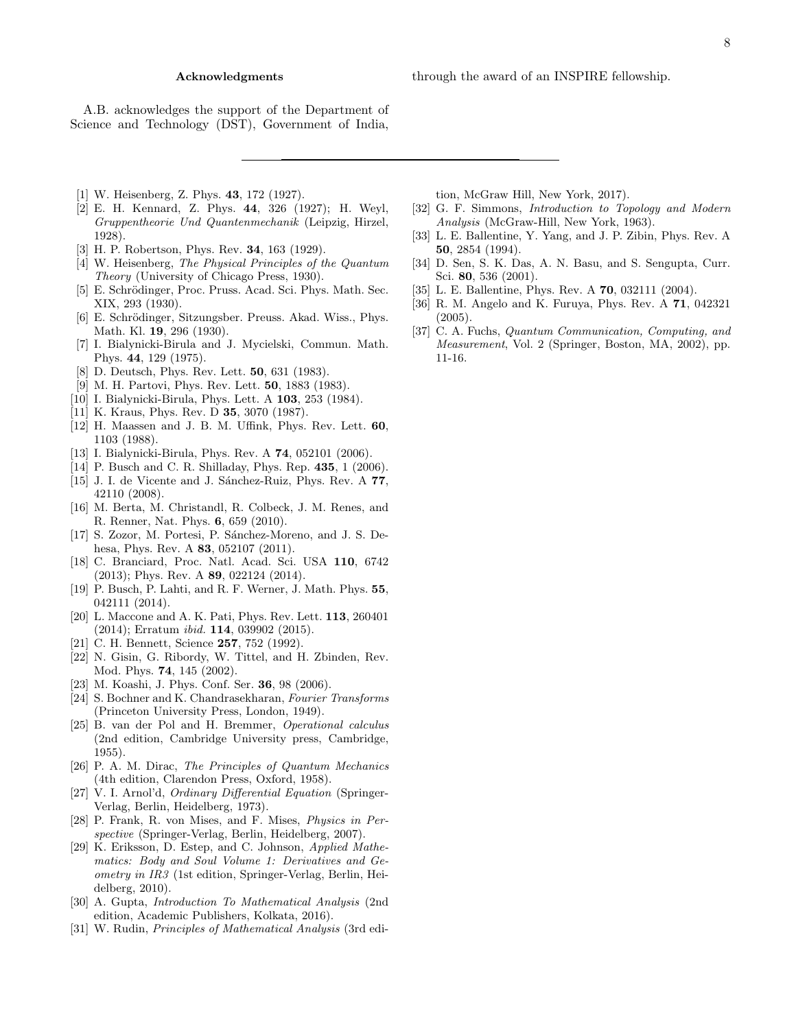### Acknowledgments

A.B. acknowledges the support of the Department of Science and Technology (DST), Government of India, through the award of an INSPIRE fellowship.

---

[1] W. Heisenberg, Z. Phys. **43**, 172 (1927).

[2] E. H. Kennard, Z. Phys. **44**, 326 (1927); H. Weyl, *Gruppentheorie Und Quantenmechanik* (Leipzig, Hirzel, 1928).

[3] H. P. Robertson, Phys. Rev. **34**, 163 (1929).

[4] W. Heisenberg, *The Physical Principles of the Quantum Theory* (University of Chicago Press, 1930).

[5] E. Schrödinger, Proc. Pruss. Acad. Sci. Phys. Math. Sec. XIX, 293 (1930).

[6] E. Schrödinger, Sitzungsber. Preuss. Akad. Wiss., Phys. Math. Kl. **19**, 296 (1930).

[7] I. Bialynicki-Birula and J. Mycielski, Commun. Math. Phys. **44**, 129 (1975).

[8] D. Deutsch, Phys. Rev. Lett. **50**, 631 (1983).

[9] M. H. Partovi, Phys. Rev. Lett. **50**, 1883 (1983).

[10] I. Bialynicki-Birula, Phys. Lett. A **103**, 253 (1984).

[11] K. Kraus, Phys. Rev. D **35**, 3070 (1987).

[12] H. Maassen and J. B. M. Uffink, Phys. Rev. Lett. **60**, 1103 (1988).

[13] I. Bialynicki-Birula, Phys. Rev. A **74**, 052101 (2006).

[14] P. Busch and C. R. Shilladay, Phys. Rep. **435**, 1 (2006).

[15] J. I. de Vicente and J. Sánchez-Ruiz, Phys. Rev. A **77**, 42110 (2008).

[16] M. Berta, M. Christandl, R. Colbeck, J. M. Renes, and R. Renner, Nat. Phys. **6**, 659 (2010).

[17] S. Zozor, M. Portesi, P. Sánchez-Moreno, and J. S. Dehesa, Phys. Rev. A **83**, 052107 (2011).

[18] C. Branciard, Proc. Natl. Acad. Sci. USA **110**, 6742 (2013); Phys. Rev. A **89**, 022124 (2014).

[19] P. Busch, P. Lahti, and R. F. Werner, J. Math. Phys. **55**, 042111 (2014).

[20] L. Maccone and A. K. Pati, Phys. Rev. Lett. **113**, 260401 (2014); Erratum *ibid.* **114**, 039902 (2015).

[21] C. H. Bennett, Science **257**, 752 (1992).

[22] N. Gisin, G. Ribordy, W. Tittel, and H. Zbinden, Rev. Mod. Phys. **74**, 145 (2002).

[23] M. Koashi, J. Phys. Conf. Ser. **36**, 98 (2006).

[24] S. Bochner and K. Chandrasekharan, *Fourier Transforms* (Princeton University Press, London, 1949).

[25] B. van der Pol and H. Bremmer, *Operational calculus* (2nd edition, Cambridge University press, Cambridge, 1955).

[26] P. A. M. Dirac, *The Principles of Quantum Mechanics* (4th edition, Clarendon Press, Oxford, 1958).

[27] V. I. Arnol'd, *Ordinary Differential Equation* (Springer-Verlag, Berlin, Heidelberg, 1973).

[28] P. Frank, R. von Mises, and F. Mises, *Physics in Perspective* (Springer-Verlag, Berlin, Heidelberg, 2007).

[29] K. Eriksson, D. Estep, and C. Johnson, *Applied Mathematics: Body and Soul Volume 1: Derivatives and Geometry in IR3* (1st edition, Springer-Verlag, Berlin, Heidelberg, 2010).

[30] A. Gupta, *Introduction To Mathematical Analysis* (2nd edition, Academic Publishers, Kolkata, 2016).

[31] W. Rudin, *Principles of Mathematical Analysis* (3rd edition, McGraw Hill, New York, 2017).

[32] G. F. Simmons, *Introduction to Topology and Modern Analysis* (McGraw-Hill, New York, 1963).

[33] L. E. Ballentine, Y. Yang, and J. P. Zibin, Phys. Rev. A **50**, 2854 (1994).

[34] D. Sen, S. K. Das, A. N. Basu, and S. Sengupta, Curr. Sci. **80**, 536 (2001).

[35] L. E. Ballentine, Phys. Rev. A **70**, 032111 (2004).

[36] R. M. Angelo and K. Furuya, Phys. Rev. A **71**, 042321 (2005).

[37] C. A. Fuchs, *Quantum Communication, Computing, and Measurement*, Vol. 2 (Springer, Boston, MA, 2002), pp. 11-16.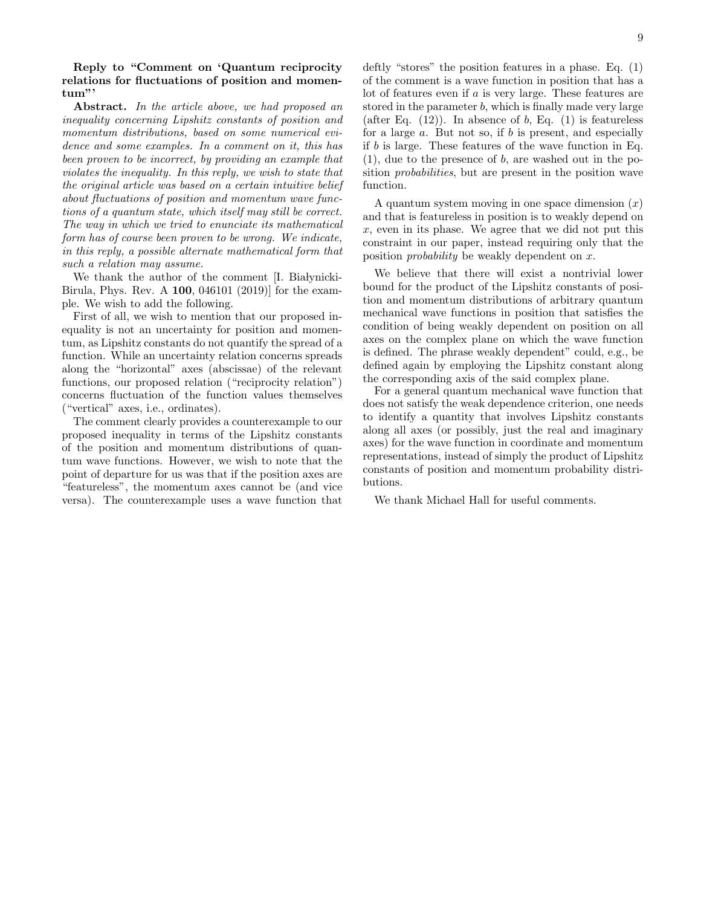**Reply to "Comment on 'Quantum reciprocity relations for fluctuations of position and momentum"'**

**Abstract.** *In the article above, we had proposed an inequality concerning Lipshitz constants of position and momentum distributions, based on some numerical evidence and some examples. In a comment on it, this has been proven to be incorrect, by providing an example that violates the inequality. In this reply, we wish to state that the original article was based on a certain intuitive belief about fluctuations of position and momentum wave functions of a quantum state, which itself may still be correct. The way in which we tried to enunciate its mathematical form has of course been proven to be wrong. We indicate, in this reply, a possible alternate mathematical form that such a relation may assume.*

We thank the author of the comment [I. Białynicki-Birula, Phys. Rev. A **100**, 046101 (2019)] for the example. We wish to add the following.

First of all, we wish to mention that our proposed inequality is not an uncertainty for position and momentum, as Lipshitz constants do not quantify the spread of a function. While an uncertainty relation concerns spreads along the "horizontal" axes (abscissae) of the relevant functions, our proposed relation ("reciprocity relation") concerns fluctuation of the function values themselves ("vertical" axes, i.e., ordinates).

The comment clearly provides a counterexample to our proposed inequality in terms of the Lipshitz constants of the position and momentum distributions of quantum wave functions. However, we wish to note that the point of departure for us was that if the position axes are "featureless", the momentum axes cannot be (and vice versa). The counterexample uses a wave function that deftly "stores" the position features in a phase. Eq. (1) of the comment is a wave function in position that has a lot of features even if $a$ is very large. These features are stored in the parameter $b$, which is finally made very large (after Eq. (12)). In absence of $b$, Eq. (1) is featureless for a large $a$. But not so, if $b$ is present, and especially if $b$ is large. These features of the wave function in Eq. (1), due to the presence of $b$, are washed out in the position *probabilities*, but are present in the position wave function.

A quantum system moving in one space dimension ($x$) and that is featureless in position is to weakly depend on $x$, even in its phase. We agree that we did not put this constraint in our paper, instead requiring only that the position *probability* be weakly dependent on $x$.

We believe that there will exist a nontrivial lower bound for the product of the Lipshitz constants of position and momentum distributions of arbitrary quantum mechanical wave functions in position that satisfies the condition of being weakly dependent on position on all axes on the complex plane on which the wave function is defined. The phrase weakly dependent" could, e.g., be defined again by employing the Lipshitz constant along the corresponding axis of the said complex plane.

For a general quantum mechanical wave function that does not satisfy the weak dependence criterion, one needs to identify a quantity that involves Lipshitz constants along all axes (or possibly, just the real and imaginary axes) for the wave function in coordinate and momentum representations, instead of simply the product of Lipshitz constants of position and momentum probability distributions.

We thank Michael Hall for useful comments.